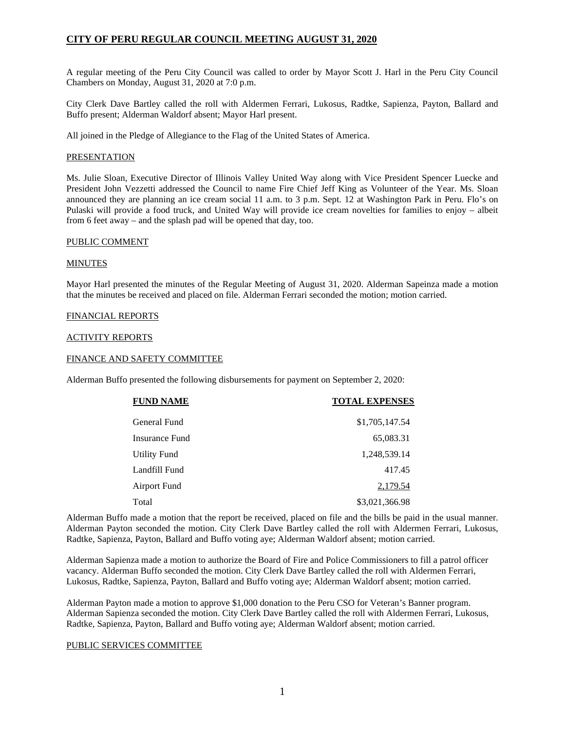# CITY OF PERU REGULAR COUNCIL MEETING AUGUST 31, 2020

A regular meeting of the Peru City Council was called to order by Mayor Scott J. Harl in the Peru City Council Chambers on Monday, August 31, 2020 at 7:0 p.m.

City Clerk Dave Bartley called the roll with Aldermen Ferrari, Lukosus, Radtke, Sapienza, Payton, Ballard and Buffo present; Alderman Waldorf absent; Mayor Harl present.

All joined in the Pledge of Allegiance to the Flag of the United States of America.

## PRESENTATION

Ms. Julie Sloan, Executive Director of Illinois Valley United Way along with Vice President Spencer Luecke and President John Vezzetti addressed the Council to name Fire Chief Jeff King as Volunteer of the Year. Ms. Sloan announced they are planning an ice cream social 11 a.m. to 3 p.m. Sept. 12 at Washington Park in Peru. Flo's on Pulaski will provide a food truck, and United Way will provide ice cream novelties for families to enjoy – albeit from 6 feet away – and the splash pad will be opened that day, too.

## PUBLIC COMMENT

## MINUTES

Mayor Harl presented the minutes of the Regular Meeting of August 31, 2020. Alderman Sapeinza made a motion that the minutes be received and placed on file. Alderman Ferrari seconded the motion; motion carried.

## FINANCIAL REPORTS

## ACTIVITY REPORTS

## FINANCE AND SAFETY COMMITTEE

Alderman Buffo presented the following disbursements for payment on September 2, 2020:

| FUND NAME | TOTAL EXPENSES |
|---|---|
| General Fund | $1,705,147.54 |
| Insurance Fund | 65,083.31 |
| Utility Fund | 1,248,539.14 |
| Landfill Fund | 417.45 |
| Airport Fund | 2,179.54 |
| Total | $3,021,366.98 |

Alderman Buffo made a motion that the report be received, placed on file and the bills be paid in the usual manner. Alderman Payton seconded the motion. City Clerk Dave Bartley called the roll with Aldermen Ferrari, Lukosus, Radtke, Sapienza, Payton, Ballard and Buffo voting aye; Alderman Waldorf absent; motion carried.

Alderman Sapienza made a motion to authorize the Board of Fire and Police Commissioners to fill a patrol officer vacancy. Alderman Buffo seconded the motion. City Clerk Dave Bartley called the roll with Aldermen Ferrari, Lukosus, Radtke, Sapienza, Payton, Ballard and Buffo voting aye; Alderman Waldorf absent; motion carried.

Alderman Payton made a motion to approve $1,000 donation to the Peru CSO for Veteran's Banner program. Alderman Sapienza seconded the motion. City Clerk Dave Bartley called the roll with Aldermen Ferrari, Lukosus, Radtke, Sapienza, Payton, Ballard and Buffo voting aye; Alderman Waldorf absent; motion carried.

## PUBLIC SERVICES COMMITTEE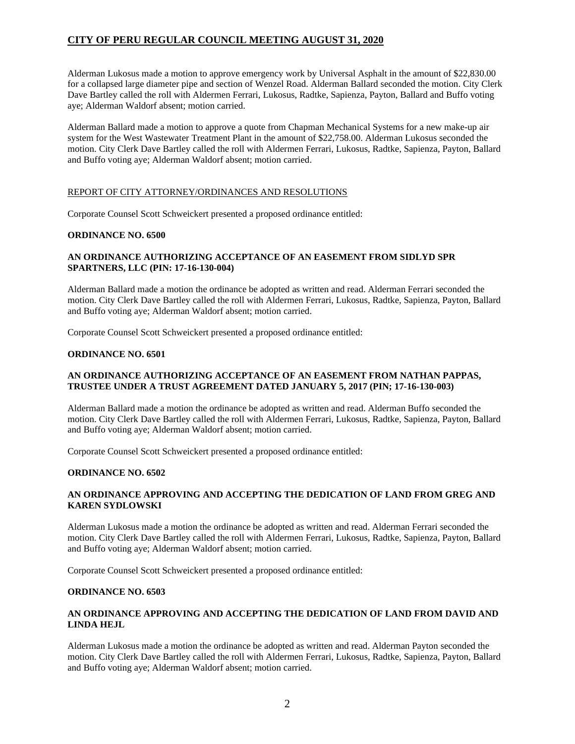Alderman Lukosus made a motion to approve emergency work by Universal Asphalt in the amount of $22,830.00 for a collapsed large diameter pipe and section of Wenzel Road. Alderman Ballard seconded the motion. City Clerk Dave Bartley called the roll with Aldermen Ferrari, Lukosus, Radtke, Sapienza, Payton, Ballard and Buffo voting aye; Alderman Waldorf absent; motion carried.

Alderman Ballard made a motion to approve a quote from Chapman Mechanical Systems for a new make-up air system for the West Wastewater Treatment Plant in the amount of $22,758.00. Alderman Lukosus seconded the motion. City Clerk Dave Bartley called the roll with Aldermen Ferrari, Lukosus, Radtke, Sapienza, Payton, Ballard and Buffo voting aye; Alderman Waldorf absent; motion carried.

REPORT OF CITY ATTORNEY/ORDINANCES AND RESOLUTIONS

Corporate Counsel Scott Schweickert presented a proposed ordinance entitled:

**ORDINANCE NO. 6500**

**AN ORDINANCE AUTHORIZING ACCEPTANCE OF AN EASEMENT FROM SIDLYD SPR SPARTNERS, LLC (PIN: 17-16-130-004)**

Alderman Ballard made a motion the ordinance be adopted as written and read. Alderman Ferrari seconded the motion. City Clerk Dave Bartley called the roll with Aldermen Ferrari, Lukosus, Radtke, Sapienza, Payton, Ballard and Buffo voting aye; Alderman Waldorf absent; motion carried.

Corporate Counsel Scott Schweickert presented a proposed ordinance entitled:

**ORDINANCE NO. 6501**

**AN ORDINANCE AUTHORIZING ACCEPTANCE OF AN EASEMENT FROM NATHAN PAPPAS, TRUSTEE UNDER A TRUST AGREEMENT DATED JANUARY 5, 2017 (PIN; 17-16-130-003)**

Alderman Ballard made a motion the ordinance be adopted as written and read. Alderman Buffo seconded the motion. City Clerk Dave Bartley called the roll with Aldermen Ferrari, Lukosus, Radtke, Sapienza, Payton, Ballard and Buffo voting aye; Alderman Waldorf absent; motion carried.

Corporate Counsel Scott Schweickert presented a proposed ordinance entitled:

**ORDINANCE NO. 6502**

**AN ORDINANCE APPROVING AND ACCEPTING THE DEDICATION OF LAND FROM GREG AND KAREN SYDLOWSKI**

Alderman Lukosus made a motion the ordinance be adopted as written and read. Alderman Ferrari seconded the motion. City Clerk Dave Bartley called the roll with Aldermen Ferrari, Lukosus, Radtke, Sapienza, Payton, Ballard and Buffo voting aye; Alderman Waldorf absent; motion carried.

Corporate Counsel Scott Schweickert presented a proposed ordinance entitled:

**ORDINANCE NO. 6503**

**AN ORDINANCE APPROVING AND ACCEPTING THE DEDICATION OF LAND FROM DAVID AND LINDA HEJL**

Alderman Lukosus made a motion the ordinance be adopted as written and read. Alderman Payton seconded the motion. City Clerk Dave Bartley called the roll with Aldermen Ferrari, Lukosus, Radtke, Sapienza, Payton, Ballard and Buffo voting aye; Alderman Waldorf absent; motion carried.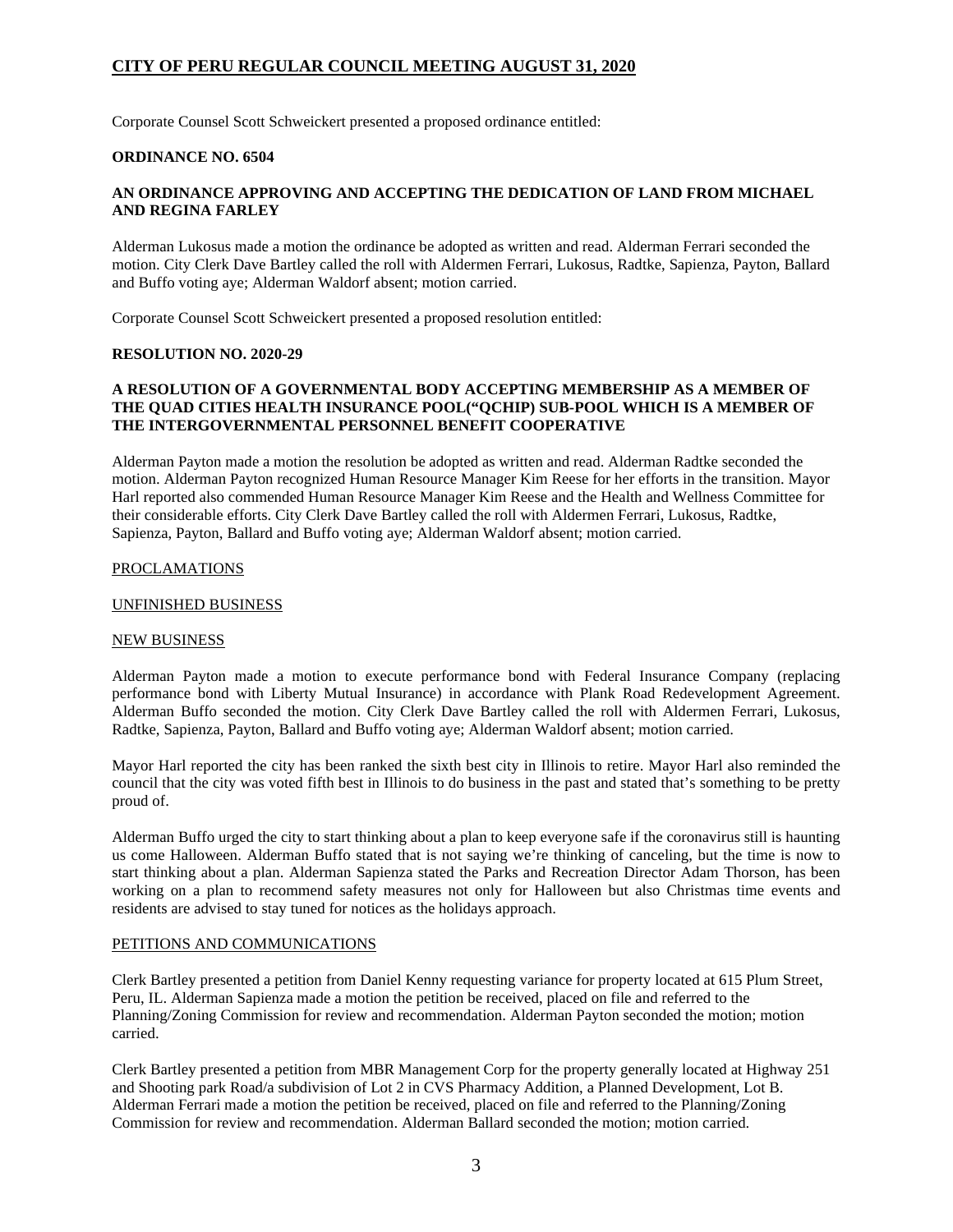Corporate Counsel Scott Schweickert presented a proposed ordinance entitled:

**ORDINANCE NO. 6504**

**AN ORDINANCE APPROVING AND ACCEPTING THE DEDICATION OF LAND FROM MICHAEL AND REGINA FARLEY**

Alderman Lukosus made a motion the ordinance be adopted as written and read. Alderman Ferrari seconded the motion. City Clerk Dave Bartley called the roll with Aldermen Ferrari, Lukosus, Radtke, Sapienza, Payton, Ballard and Buffo voting aye; Alderman Waldorf absent; motion carried.

Corporate Counsel Scott Schweickert presented a proposed resolution entitled:

**RESOLUTION NO. 2020-29**

**A RESOLUTION OF A GOVERNMENTAL BODY ACCEPTING MEMBERSHIP AS A MEMBER OF THE QUAD CITIES HEALTH INSURANCE POOL("QCHIP) SUB-POOL WHICH IS A MEMBER OF THE INTERGOVERNMENTAL PERSONNEL BENEFIT COOPERATIVE**

Alderman Payton made a motion the resolution be adopted as written and read. Alderman Radtke seconded the motion. Alderman Payton recognized Human Resource Manager Kim Reese for her efforts in the transition. Mayor Harl reported also commended Human Resource Manager Kim Reese and the Health and Wellness Committee for their considerable efforts. City Clerk Dave Bartley called the roll with Aldermen Ferrari, Lukosus, Radtke, Sapienza, Payton, Ballard and Buffo voting aye; Alderman Waldorf absent; motion carried.

PROCLAMATIONS

UNFINISHED BUSINESS

NEW BUSINESS

Alderman Payton made a motion to execute performance bond with Federal Insurance Company (replacing performance bond with Liberty Mutual Insurance) in accordance with Plank Road Redevelopment Agreement. Alderman Buffo seconded the motion. City Clerk Dave Bartley called the roll with Aldermen Ferrari, Lukosus, Radtke, Sapienza, Payton, Ballard and Buffo voting aye; Alderman Waldorf absent; motion carried.

Mayor Harl reported the city has been ranked the sixth best city in Illinois to retire. Mayor Harl also reminded the council that the city was voted fifth best in Illinois to do business in the past and stated that's something to be pretty proud of.

Alderman Buffo urged the city to start thinking about a plan to keep everyone safe if the coronavirus still is haunting us come Halloween. Alderman Buffo stated that is not saying we're thinking of canceling, but the time is now to start thinking about a plan. Alderman Sapienza stated the Parks and Recreation Director Adam Thorson, has been working on a plan to recommend safety measures not only for Halloween but also Christmas time events and residents are advised to stay tuned for notices as the holidays approach.

PETITIONS AND COMMUNICATIONS

Clerk Bartley presented a petition from Daniel Kenny requesting variance for property located at 615 Plum Street, Peru, IL. Alderman Sapienza made a motion the petition be received, placed on file and referred to the Planning/Zoning Commission for review and recommendation. Alderman Payton seconded the motion; motion carried.

Clerk Bartley presented a petition from MBR Management Corp for the property generally located at Highway 251 and Shooting park Road/a subdivision of Lot 2 in CVS Pharmacy Addition, a Planned Development, Lot B. Alderman Ferrari made a motion the petition be received, placed on file and referred to the Planning/Zoning Commission for review and recommendation. Alderman Ballard seconded the motion; motion carried.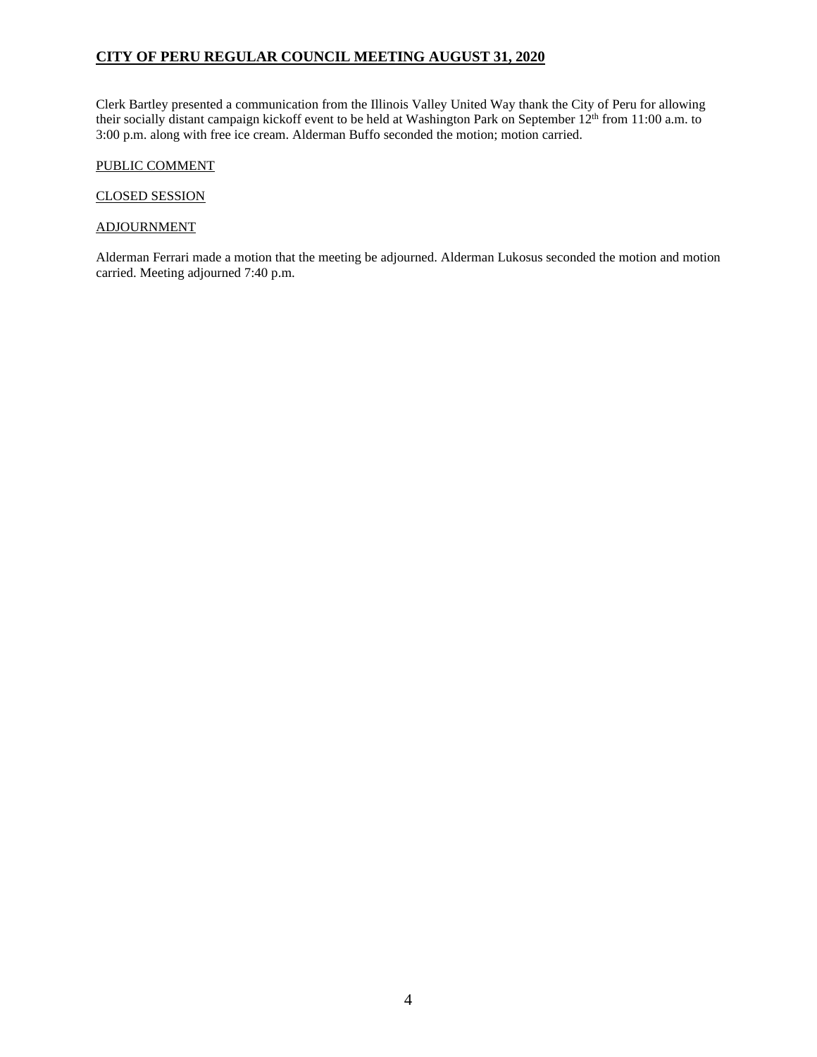Clerk Bartley presented a communication from the Illinois Valley United Way thank the City of Peru for allowing their socially distant campaign kickoff event to be held at Washington Park on September 12th from 11:00 a.m. to 3:00 p.m. along with free ice cream. Alderman Buffo seconded the motion; motion carried.

PUBLIC COMMENT

CLOSED SESSION

ADJOURNMENT

Alderman Ferrari made a motion that the meeting be adjourned. Alderman Lukosus seconded the motion and motion carried. Meeting adjourned 7:40 p.m.